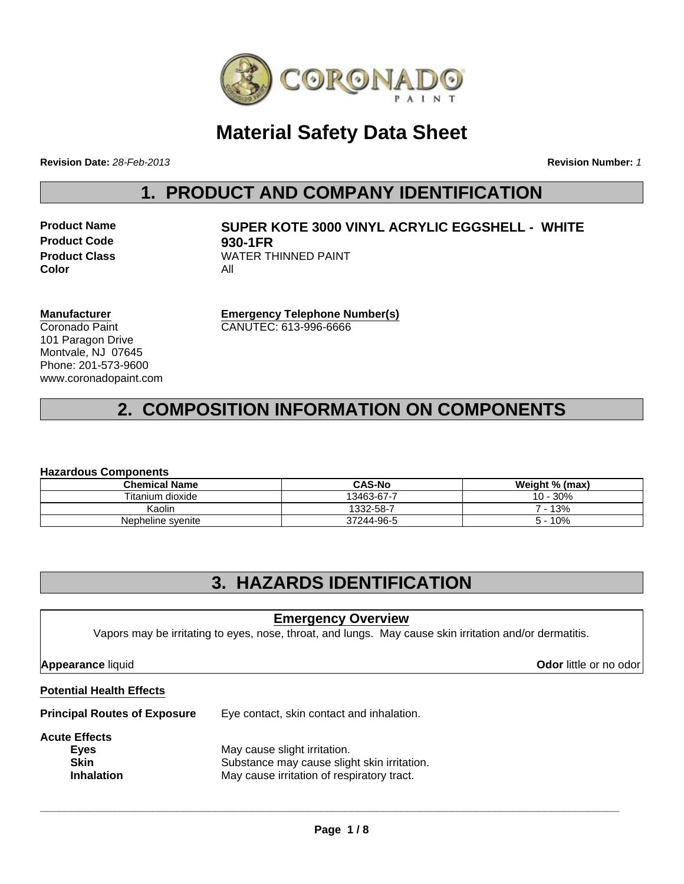# Material Safety Data Sheet

**Revision Date:** *28-Feb-2013*

**Revision Number:** *1*

## 1. PRODUCT AND COMPANY IDENTIFICATION

**Product Name** **SUPER KOTE 3000 VINYL ACRYLIC EGGSHELL - WHITE**
**Product Code** **930-1FR**
**Product Class** WATER THINNED PAINT
**Color** All

**Manufacturer**
Coronado Paint
101 Paragon Drive
Montvale, NJ 07645
Phone: 201-573-9600
www.coronadopaint.com

**Emergency Telephone Number(s)**
CANUTEC: 613-996-6666

## 2. COMPOSITION INFORMATION ON COMPONENTS

**Hazardous Components**

| Chemical Name | CAS-No | Weight % (max) |
|---|---|---|
| Titanium dioxide | 13463-67-7 | 10 - 30% |
| Kaolin | 1332-58-7 | 7 - 13% |
| Nepheline syenite | 37244-96-5 | 5 - 10% |

## 3. HAZARDS IDENTIFICATION

### Emergency Overview

Vapors may be irritating to eyes, nose, throat, and lungs. May cause skin irritation and/or dermatitis.

**Appearance** liquid

**Odor** little or no odor

**Potential Health Effects**

**Principal Routes of Exposure** Eye contact, skin contact and inhalation.

**Acute Effects**

- **Eyes** May cause slight irritation.
- **Skin** Substance may cause slight skin irritation.
- **Inhalation** May cause irritation of respiratory tract.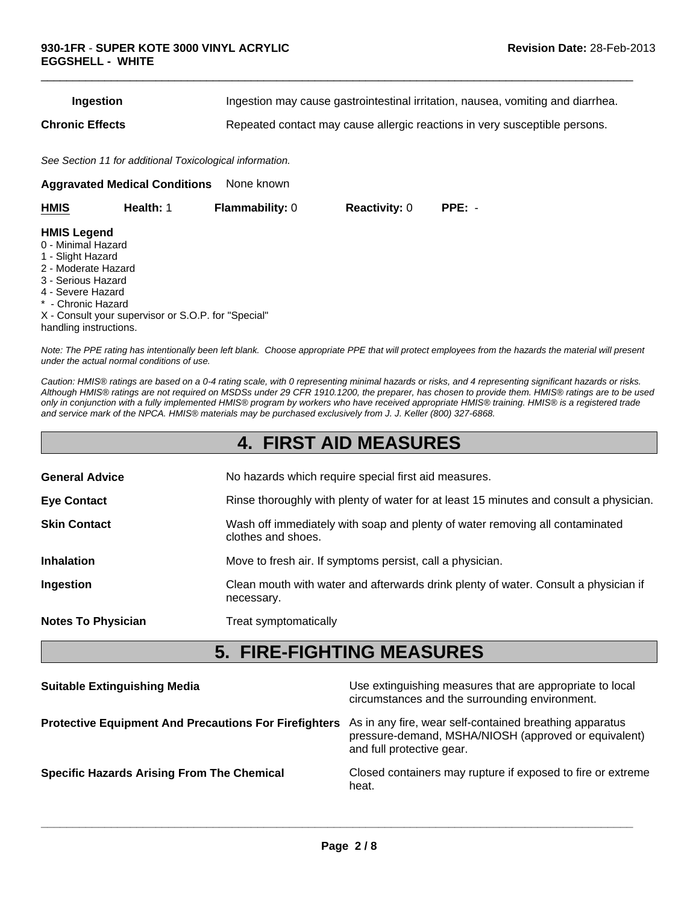| | |
|---|---|
| **Ingestion** | Ingestion may cause gastrointestinal irritation, nausea, vomiting and diarrhea. |
| **Chronic Effects** | Repeated contact may cause allergic reactions in very susceptible persons. |

*See Section 11 for additional Toxicological information.*

**Aggravated Medical Conditions** None known

| **HMIS** | **Health:** 1 | **Flammability:** 0 | **Reactivity:** 0 | **PPE:** - |
|---|---|---|---|---|

**HMIS Legend**
0 - Minimal Hazard
1 - Slight Hazard
2 - Moderate Hazard
3 - Serious Hazard
4 - Severe Hazard
* - Chronic Hazard
X - Consult your supervisor or S.O.P. for "Special" handling instructions.

*Note: The PPE rating has intentionally been left blank. Choose appropriate PPE that will protect employees from the hazards the material will present under the actual normal conditions of use.*

*Caution: HMIS® ratings are based on a 0-4 rating scale, with 0 representing minimal hazards or risks, and 4 representing significant hazards or risks. Although HMIS® ratings are not required on MSDSs under 29 CFR 1910.1200, the preparer, has chosen to provide them. HMIS® ratings are to be used only in conjunction with a fully implemented HMIS® program by workers who have received appropriate HMIS® training. HMIS® is a registered trade and service mark of the NPCA. HMIS® materials may be purchased exclusively from J. J. Keller (800) 327-6868.*

# 4. FIRST AID MEASURES

| | |
|---|---|
| **General Advice** | No hazards which require special first aid measures. |
| **Eye Contact** | Rinse thoroughly with plenty of water for at least 15 minutes and consult a physician. |
| **Skin Contact** | Wash off immediately with soap and plenty of water removing all contaminated clothes and shoes. |
| **Inhalation** | Move to fresh air. If symptoms persist, call a physician. |
| **Ingestion** | Clean mouth with water and afterwards drink plenty of water. Consult a physician if necessary. |
| **Notes To Physician** | Treat symptomatically |

# 5. FIRE-FIGHTING MEASURES

| | |
|---|---|
| **Suitable Extinguishing Media** | Use extinguishing measures that are appropriate to local circumstances and the surrounding environment. |
| **Protective Equipment And Precautions For Firefighters** | As in any fire, wear self-contained breathing apparatus pressure-demand, MSHA/NIOSH (approved or equivalent) and full protective gear. |
| **Specific Hazards Arising From The Chemical** | Closed containers may rupture if exposed to fire or extreme heat. |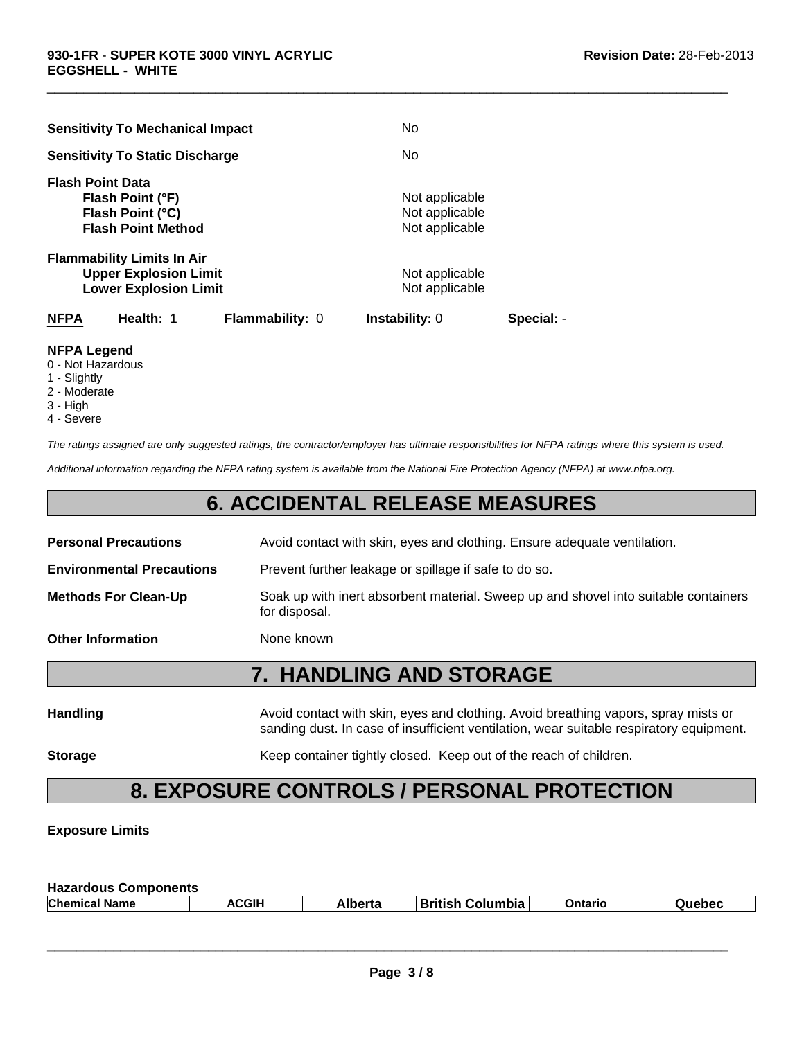| | |
|---|---|
| **Sensitivity To Mechanical Impact** | No |
| **Sensitivity To Static Discharge** | No |

**Flash Point Data**

| | |
|---|---|
| **Flash Point (°F)** | Not applicable |
| **Flash Point (°C)** | Not applicable |
| **Flash Point Method** | Not applicable |

**Flammability Limits In Air**

| | |
|---|---|
| **Upper Explosion Limit** | Not applicable |
| **Lower Explosion Limit** | Not applicable |

| **NFPA** | **Health:** 1 | **Flammability:** 0 | **Instability:** 0 | **Special:** - |
|---|---|---|---|---|

**NFPA Legend**
0 - Not Hazardous
1 - Slightly
2 - Moderate
3 - High
4 - Severe

*The ratings assigned are only suggested ratings, the contractor/employer has ultimate responsibilities for NFPA ratings where this system is used.*

*Additional information regarding the NFPA rating system is available from the National Fire Protection Agency (NFPA) at www.nfpa.org.*

# 6. ACCIDENTAL RELEASE MEASURES

| | |
|---|---|
| **Personal Precautions** | Avoid contact with skin, eyes and clothing. Ensure adequate ventilation. |
| **Environmental Precautions** | Prevent further leakage or spillage if safe to do so. |
| **Methods For Clean-Up** | Soak up with inert absorbent material. Sweep up and shovel into suitable containers for disposal. |
| **Other Information** | None known |

# 7. HANDLING AND STORAGE

| | |
|---|---|
| **Handling** | Avoid contact with skin, eyes and clothing. Avoid breathing vapors, spray mists or sanding dust. In case of insufficient ventilation, wear suitable respiratory equipment. |
| **Storage** | Keep container tightly closed. Keep out of the reach of children. |

# 8. EXPOSURE CONTROLS / PERSONAL PROTECTION

**Exposure Limits**

**Hazardous Components**

| Chemical Name | ACGIH | Alberta | British Columbia | Ontario | Quebec |
|---|---|---|---|---|---|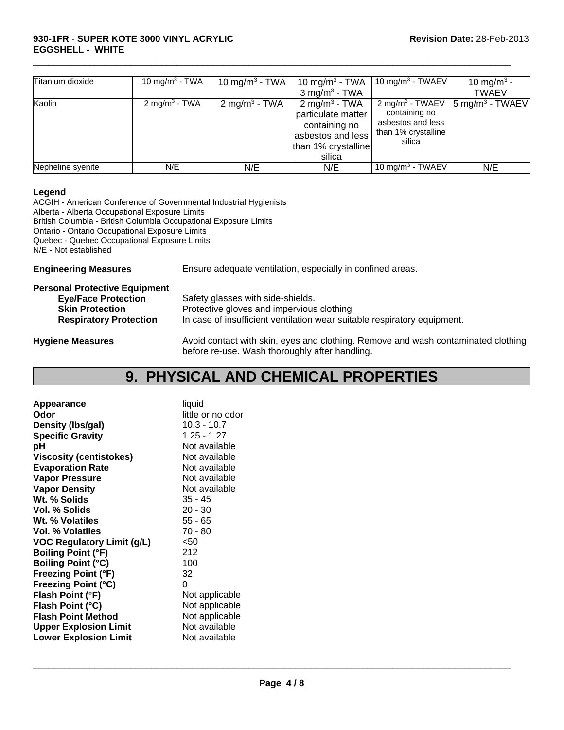| Titanium dioxide | 10 mg/m$^3$ - TWA | 10 mg/m$^3$ - TWA | 10 mg/m$^3$ - TWA 3 mg/m$^3$ - TWA | 10 mg/m$^3$ - TWAEV | 10 mg/m$^3$ - TWAEV |
|---|---|---|---|---|---|
| Kaolin | 2 mg/m$^3$ - TWA | 2 mg/m$^3$ - TWA | 2 mg/m$^3$ - TWA particulate matter containing no asbestos and less than 1% crystalline silica | 2 mg/m$^3$ - TWAEV containing no asbestos and less than 1% crystalline silica | 5 mg/m$^3$ - TWAEV |
| Nepheline syenite | N/E | N/E | N/E | 10 mg/m$^3$ - TWAEV | N/E |

**Legend**

ACGIH - American Conference of Governmental Industrial Hygienists
Alberta - Alberta Occupational Exposure Limits
British Columbia - British Columbia Occupational Exposure Limits
Ontario - Ontario Occupational Exposure Limits
Quebec - Quebec Occupational Exposure Limits
N/E - Not established

**Engineering Measures** Ensure adequate ventilation, especially in confined areas.

**Personal Protective Equipment**

**Eye/Face Protection** Safety glasses with side-shields.
**Skin Protection** Protective gloves and impervious clothing
**Respiratory Protection** In case of insufficient ventilation wear suitable respiratory equipment.

**Hygiene Measures** Avoid contact with skin, eyes and clothing. Remove and wash contaminated clothing before re-use. Wash thoroughly after handling.

# 9. PHYSICAL AND CHEMICAL PROPERTIES

| | |
|---|---|
| **Appearance** | liquid |
| **Odor** | little or no odor |
| **Density (lbs/gal)** | 10.3 - 10.7 |
| **Specific Gravity** | 1.25 - 1.27 |
| **pH** | Not available |
| **Viscosity (centistokes)** | Not available |
| **Evaporation Rate** | Not available |
| **Vapor Pressure** | Not available |
| **Vapor Density** | Not available |
| **Wt. % Solids** | 35 - 45 |
| **Vol. % Solids** | 20 - 30 |
| **Wt. % Volatiles** | 55 - 65 |
| **Vol. % Volatiles** | 70 - 80 |
| **VOC Regulatory Limit (g/L)** | <50 |
| **Boiling Point (°F)** | 212 |
| **Boiling Point (°C)** | 100 |
| **Freezing Point (°F)** | 32 |
| **Freezing Point (°C)** | 0 |
| **Flash Point (°F)** | Not applicable |
| **Flash Point (°C)** | Not applicable |
| **Flash Point Method** | Not applicable |
| **Upper Explosion Limit** | Not available |
| **Lower Explosion Limit** | Not available |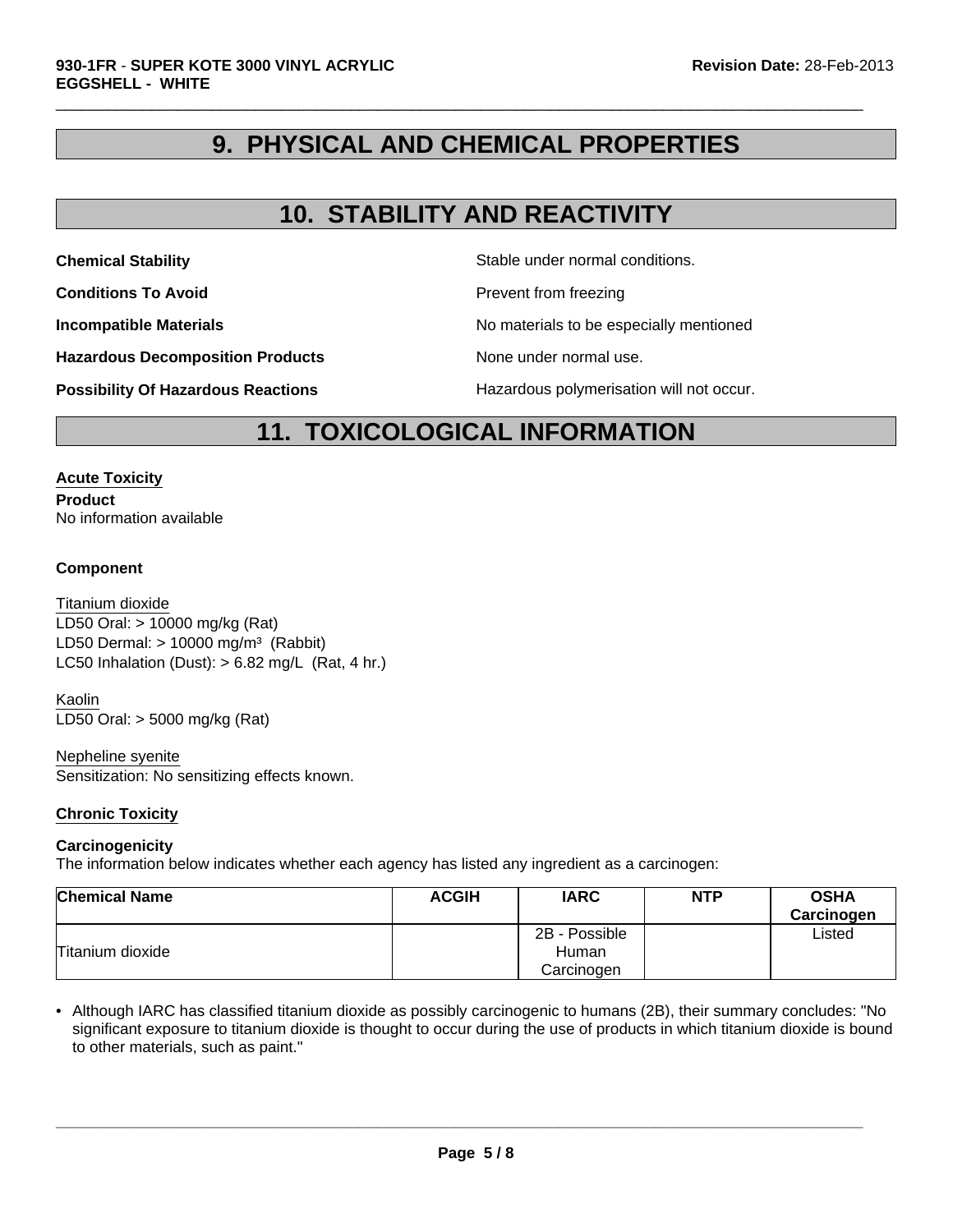## 9. PHYSICAL AND CHEMICAL PROPERTIES

## 10. STABILITY AND REACTIVITY

**Chemical Stability** Stable under normal conditions.

**Conditions To Avoid** Prevent from freezing

**Incompatible Materials** No materials to be especially mentioned

**Hazardous Decomposition Products** None under normal use.

**Possibility Of Hazardous Reactions** Hazardous polymerisation will not occur.

## 11. TOXICOLOGICAL INFORMATION

### Acute Toxicity

**Product**
No information available

**Component**

Titanium dioxide
LD50 Oral: > 10000 mg/kg (Rat)
LD50 Dermal: > 10000 mg/m³ (Rabbit)
LC50 Inhalation (Dust): > 6.82 mg/L (Rat, 4 hr.)

Kaolin
LD50 Oral: > 5000 mg/kg (Rat)

Nepheline syenite
Sensitization: No sensitizing effects known.

### Chronic Toxicity

**Carcinogenicity**
The information below indicates whether each agency has listed any ingredient as a carcinogen:

| Chemical Name | ACGIH | IARC | NTP | OSHA Carcinogen |
|---|---|---|---|---|
| Titanium dioxide | | 2B - Possible Human Carcinogen | | Listed |

- Although IARC has classified titanium dioxide as possibly carcinogenic to humans (2B), their summary concludes: "No significant exposure to titanium dioxide is thought to occur during the use of products in which titanium dioxide is bound to other materials, such as paint."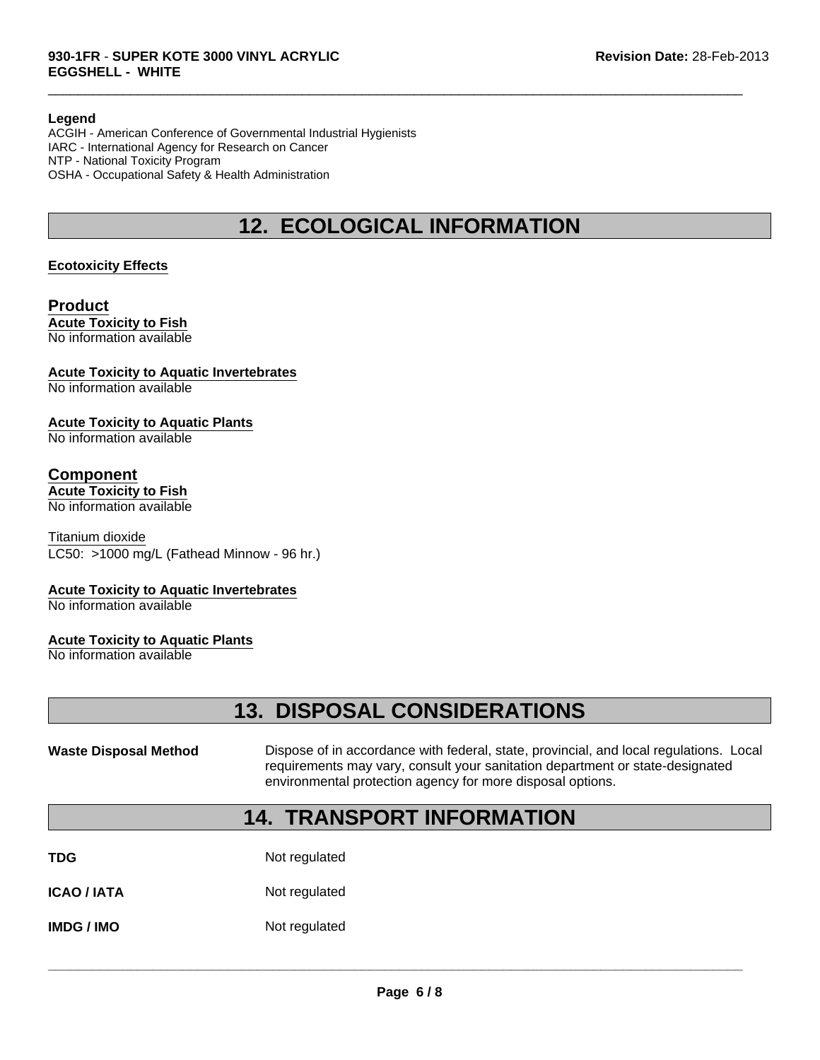**Legend**

ACGIH - American Conference of Governmental Industrial Hygienists
IARC - International Agency for Research on Cancer
NTP - National Toxicity Program
OSHA - Occupational Safety & Health Administration

# 12. ECOLOGICAL INFORMATION

**Ecotoxicity Effects**

## Product

**Acute Toxicity to Fish**
No information available

**Acute Toxicity to Aquatic Invertebrates**
No information available

**Acute Toxicity to Aquatic Plants**
No information available

## Component

**Acute Toxicity to Fish**
No information available

Titanium dioxide
LC50: >1000 mg/L (Fathead Minnow - 96 hr.)

**Acute Toxicity to Aquatic Invertebrates**
No information available

**Acute Toxicity to Aquatic Plants**
No information available

# 13. DISPOSAL CONSIDERATIONS

**Waste Disposal Method** Dispose of in accordance with federal, state, provincial, and local regulations. Local requirements may vary, consult your sanitation department or state-designated environmental protection agency for more disposal options.

# 14. TRANSPORT INFORMATION

| | |
|---|---|
| **TDG** | Not regulated |
| **ICAO / IATA** | Not regulated |
| **IMDG / IMO** | Not regulated |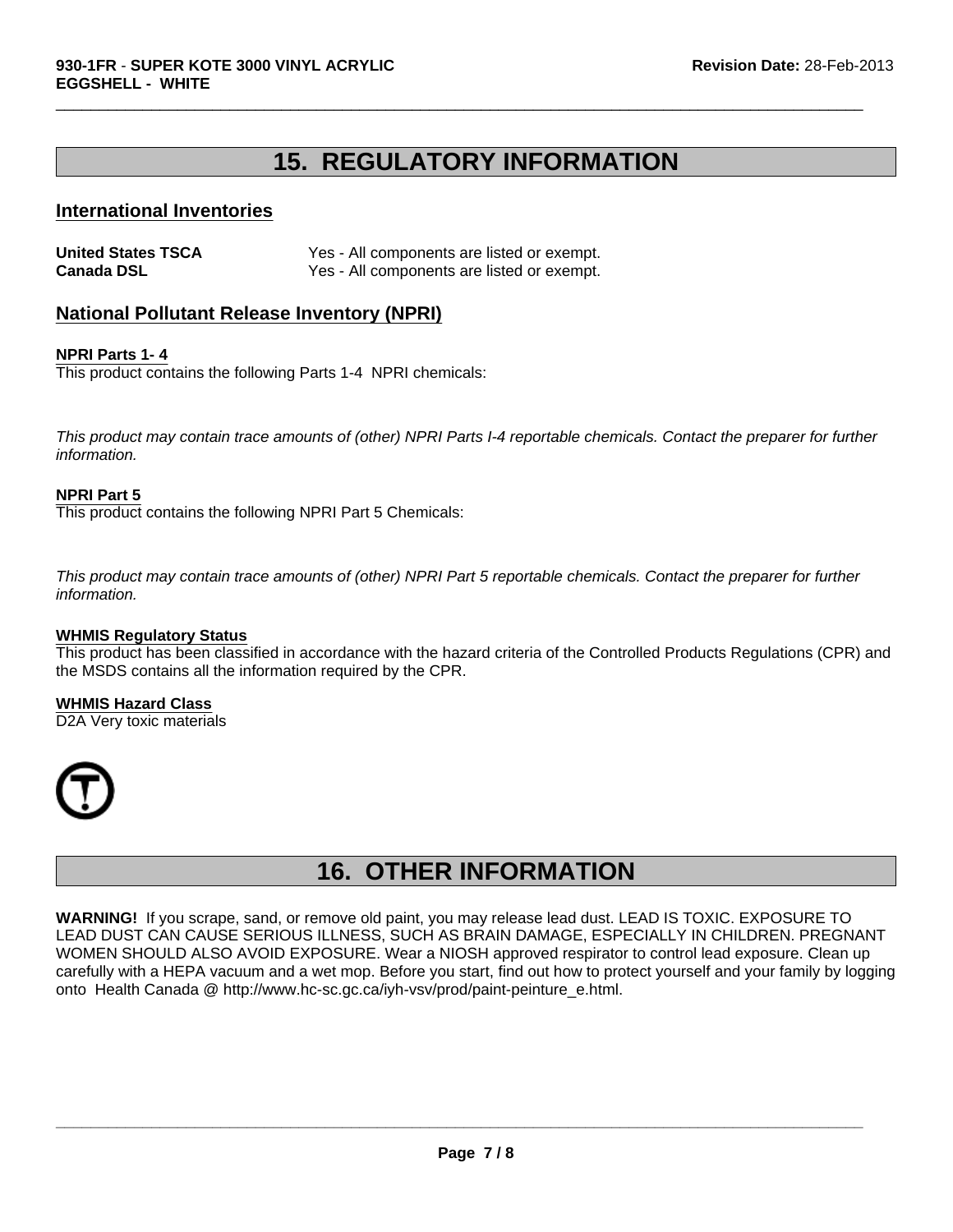## 15. REGULATORY INFORMATION

### International Inventories

| | |
|---|---|
| **United States TSCA** | Yes - All components are listed or exempt. |
| **Canada DSL** | Yes - All components are listed or exempt. |

### National Pollutant Release Inventory (NPRI)

**NPRI Parts 1- 4**

This product contains the following Parts 1-4 NPRI chemicals:

*This product may contain trace amounts of (other) NPRI Parts I-4 reportable chemicals. Contact the preparer for further information.*

**NPRI Part 5**

This product contains the following NPRI Part 5 Chemicals:

*This product may contain trace amounts of (other) NPRI Part 5 reportable chemicals. Contact the preparer for further information.*

**WHMIS Regulatory Status**

This product has been classified in accordance with the hazard criteria of the Controlled Products Regulations (CPR) and the MSDS contains all the information required by the CPR.

**WHMIS Hazard Class**

D2A Very toxic materials

## 16. OTHER INFORMATION

**WARNING!** If you scrape, sand, or remove old paint, you may release lead dust. LEAD IS TOXIC. EXPOSURE TO LEAD DUST CAN CAUSE SERIOUS ILLNESS, SUCH AS BRAIN DAMAGE, ESPECIALLY IN CHILDREN. PREGNANT WOMEN SHOULD ALSO AVOID EXPOSURE. Wear a NIOSH approved respirator to control lead exposure. Clean up carefully with a HEPA vacuum and a wet mop. Before you start, find out how to protect yourself and your family by logging onto Health Canada @ http://www.hc-sc.gc.ca/iyh-vsv/prod/paint-peinture_e.html.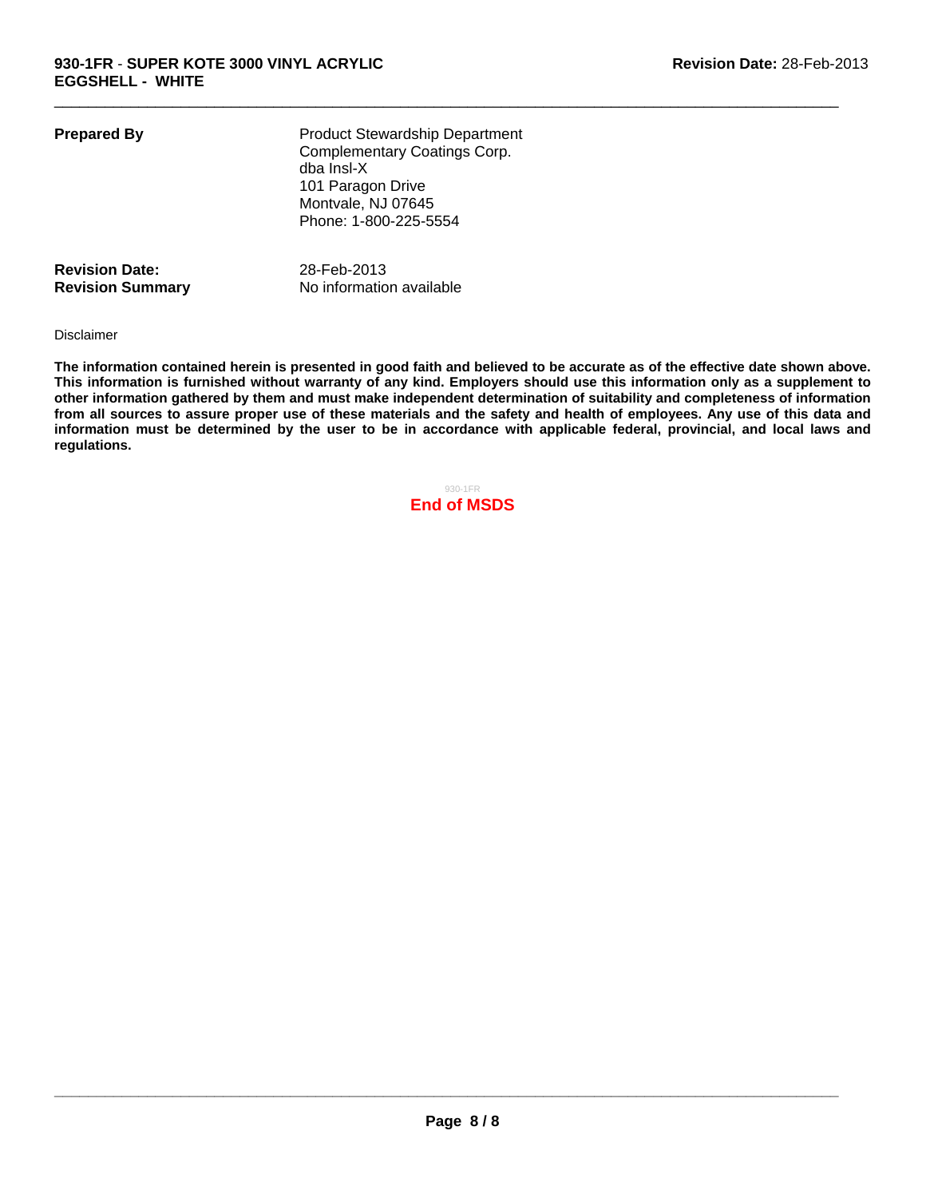| | |
|---|---|
| **Prepared By** | Product Stewardship Department<br>Complementary Coatings Corp.<br>dba Insl-X<br>101 Paragon Drive<br>Montvale, NJ 07645<br>Phone: 1-800-225-5554 |
| **Revision Date:** | 28-Feb-2013 |
| **Revision Summary** | No information available |

Disclaimer

**The information contained herein is presented in good faith and believed to be accurate as of the effective date shown above. This information is furnished without warranty of any kind. Employers should use this information only as a supplement to other information gathered by them and must make independent determination of suitability and completeness of information from all sources to assure proper use of these materials and the safety and health of employees. Any use of this data and information must be determined by the user to be in accordance with applicable federal, provincial, and local laws and regulations.**

930-1FR

**End of MSDS**